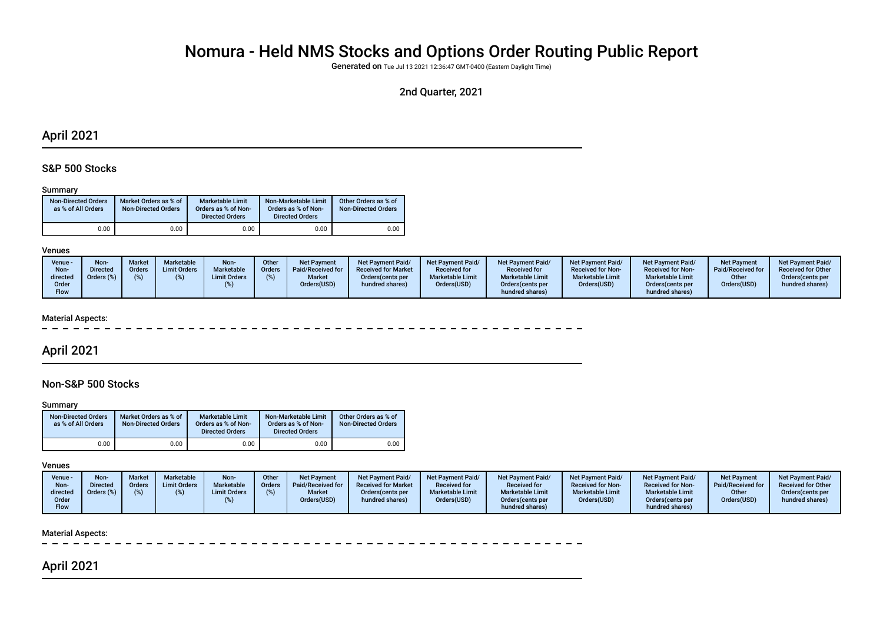# Nomura - Held NMS Stocks and Options Order Routing Public Report

**Generated on** Tue Jul 13 2021 12:36:47 GMT-0400 (Eastern Daylight Time)

2nd Quarter, 2021

## April 2021

### S&P 500 Stocks

#### Summary

| Non-Directed Orders as % of All Orders | Market Orders as % of Non-Directed Orders | Marketable Limit Orders as % of Non-Directed Orders | Non-Marketable Limit Orders as % of Non-Directed Orders | Other Orders as % of Non-Directed Orders |
|---|---|---|---|---|
| 0.00 | 0.00 | 0.00 | 0.00 | 0.00 |

#### Venues

| Venue - Non-directed Order Flow | Non-Directed Orders (%) | Market Orders (%) | Marketable Limit Orders (%) | Non-Marketable Limit Orders (%) | Other Orders (%) | Net Payment Paid/Received for Market Orders(USD) | Net Payment Paid/ Received for Market Orders(cents per hundred shares) | Net Payment Paid/ Received for Marketable Limit Orders(USD) | Net Payment Paid/ Received for Marketable Limit Orders(cents per hundred shares) | Net Payment Paid/ Received for Non-Marketable Limit Orders(USD) | Net Payment Paid/ Received for Non-Marketable Limit Orders(cents per hundred shares) | Net Payment Paid/Received for Other Orders(USD) | Net Payment Paid/ Received for Other Orders(cents per hundred shares) |
|---|---|---|---|---|---|---|---|---|---|---|---|---|---|

#### Material Aspects:

## April 2021

### Non-S&P 500 Stocks

#### Summary

| Non-Directed Orders as % of All Orders | Market Orders as % of Non-Directed Orders | Marketable Limit Orders as % of Non-Directed Orders | Non-Marketable Limit Orders as % of Non-Directed Orders | Other Orders as % of Non-Directed Orders |
|---|---|---|---|---|
| 0.00 | 0.00 | 0.00 | 0.00 | 0.00 |

#### Venues

| Venue - Non-directed Order Flow | Non-Directed Orders (%) | Market Orders (%) | Marketable Limit Orders (%) | Non-Marketable Limit Orders (%) | Other Orders (%) | Net Payment Paid/Received for Market Orders(USD) | Net Payment Paid/ Received for Market Orders(cents per hundred shares) | Net Payment Paid/ Received for Marketable Limit Orders(USD) | Net Payment Paid/ Received for Marketable Limit Orders(cents per hundred shares) | Net Payment Paid/ Received for Non-Marketable Limit Orders(USD) | Net Payment Paid/ Received for Non-Marketable Limit Orders(cents per hundred shares) | Net Payment Paid/Received for Other Orders(USD) | Net Payment Paid/ Received for Other Orders(cents per hundred shares) |
|---|---|---|---|---|---|---|---|---|---|---|---|---|---|

#### Material Aspects:

## April 2021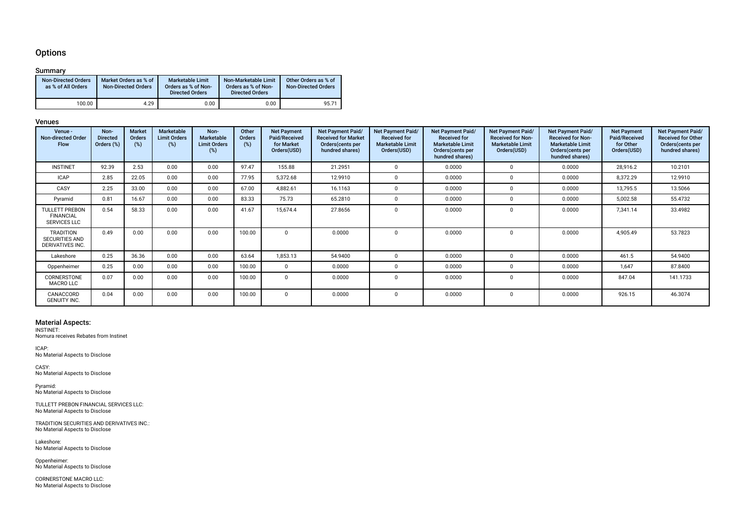# Options

## Summary

| Non-Directed Orders as % of All Orders | Market Orders as % of Non-Directed Orders | Marketable Limit Orders as % of Non-Directed Orders | Non-Marketable Limit Orders as % of Non-Directed Orders | Other Orders as % of Non-Directed Orders |
|---|---|---|---|---|
| 100.00 | 4.29 | 0.00 | 0.00 | 95.71 |

## Venues

| Venue - Non-directed Order Flow | Non-Directed Orders (%) | Market Orders (%) | Marketable Limit Orders (%) | Non-Marketable Limit Orders (%) | Other Orders (%) | Net Payment Paid/Received for Market Orders(USD) | Net Payment Paid/Received for Market Orders(cents per hundred shares) | Net Payment Paid/Received for Marketable Limit Orders(USD) | Net Payment Paid/Received for Marketable Limit Orders(cents per hundred shares) | Net Payment Paid/Received for Non-Marketable Limit Orders(USD) | Net Payment Paid/Received for Non-Marketable Limit Orders(cents per hundred shares) | Net Payment Paid/Received for Other Orders(USD) | Net Payment Paid/Received for Other Orders(cents per hundred shares) |
|---|---|---|---|---|---|---|---|---|---|---|---|---|---|
| INSTINET | 92.39 | 2.53 | 0.00 | 0.00 | 97.47 | 155.88 | 21.2951 | 0 | 0.0000 | 0 | 0.0000 | 28,916.2 | 10.2101 |
| ICAP | 2.85 | 22.05 | 0.00 | 0.00 | 77.95 | 5,372.68 | 12.9910 | 0 | 0.0000 | 0 | 0.0000 | 8,372.29 | 12.9910 |
| CASY | 2.25 | 33.00 | 0.00 | 0.00 | 67.00 | 4,882.61 | 16.1163 | 0 | 0.0000 | 0 | 0.0000 | 13,795.5 | 13.5066 |
| Pyramid | 0.81 | 16.67 | 0.00 | 0.00 | 83.33 | 75.73 | 65.2810 | 0 | 0.0000 | 0 | 0.0000 | 5,002.58 | 55.4732 |
| TULLETT PREBON FINANCIAL SERVICES LLC | 0.54 | 58.33 | 0.00 | 0.00 | 41.67 | 15,674.4 | 27.8656 | 0 | 0.0000 | 0 | 0.0000 | 7,341.14 | 33.4982 |
| TRADITION SECURITIES AND DERIVATIVES INC. | 0.49 | 0.00 | 0.00 | 0.00 | 100.00 | 0 | 0.0000 | 0 | 0.0000 | 0 | 0.0000 | 4,905.49 | 53.7823 |
| Lakeshore | 0.25 | 36.36 | 0.00 | 0.00 | 63.64 | 1,853.13 | 54.9400 | 0 | 0.0000 | 0 | 0.0000 | 461.5 | 54.9400 |
| Oppenheimer | 0.25 | 0.00 | 0.00 | 0.00 | 100.00 | 0 | 0.0000 | 0 | 0.0000 | 0 | 0.0000 | 1,647 | 87.8400 |
| CORNERSTONE MACRO LLC | 0.07 | 0.00 | 0.00 | 0.00 | 100.00 | 0 | 0.0000 | 0 | 0.0000 | 0 | 0.0000 | 847.04 | 141.1733 |
| CANACCORD GENUITY INC. | 0.04 | 0.00 | 0.00 | 0.00 | 100.00 | 0 | 0.0000 | 0 | 0.0000 | 0 | 0.0000 | 926.15 | 46.3074 |

### Material Aspects:

INSTINET:
Nomura receives Rebates from Instinet

ICAP:
No Material Aspects to Disclose

CASY:
No Material Aspects to Disclose

Pyramid:
No Material Aspects to Disclose

TULLETT PREBON FINANCIAL SERVICES LLC:
No Material Aspects to Disclose

TRADITION SECURITIES AND DERIVATIVES INC.:
No Material Aspects to Disclose

Lakeshore:
No Material Aspects to Disclose

Oppenheimer:
No Material Aspects to Disclose

CORNERSTONE MACRO LLC:
No Material Aspects to Disclose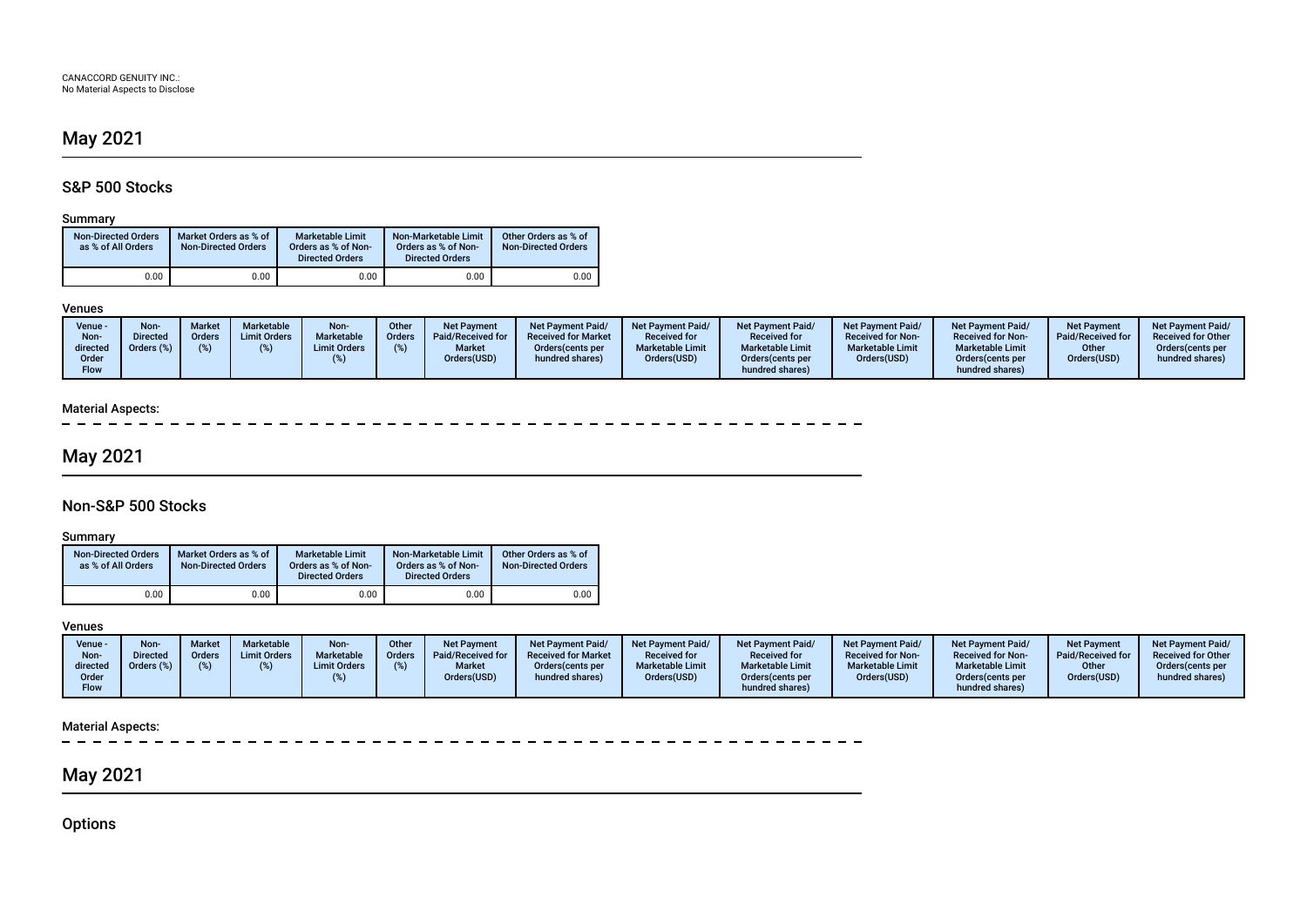CANACCORD GENUITY INC.:
No Material Aspects to Disclose

# May 2021

## S&P 500 Stocks

### Summary

| Non-Directed Orders as % of All Orders | Market Orders as % of Non-Directed Orders | Marketable Limit Orders as % of Non-Directed Orders | Non-Marketable Limit Orders as % of Non-Directed Orders | Other Orders as % of Non-Directed Orders |
|---|---|---|---|---|
| 0.00 | 0.00 | 0.00 | 0.00 | 0.00 |

### Venues

| Venue - Non-directed Order Flow | Non-Directed Orders (%) | Market Orders (%) | Marketable Limit Orders (%) | Non-Marketable Limit Orders (%) | Other Orders (%) | Net Payment Paid/Received for Market Orders(USD) | Net Payment Paid/ Received for Market Orders(cents per hundred shares) | Net Payment Paid/ Received for Marketable Limit Orders(USD) | Net Payment Paid/ Received for Marketable Limit Orders(cents per hundred shares) | Net Payment Paid/ Received for Non-Marketable Limit Orders(USD) | Net Payment Paid/ Received for Non-Marketable Limit Orders(cents per hundred shares) | Net Payment Paid/Received for Other Orders(USD) | Net Payment Paid/ Received for Other Orders(cents per hundred shares) |
|---|---|---|---|---|---|---|---|---|---|---|---|---|---|

### Material Aspects:

# May 2021

## Non-S&P 500 Stocks

### Summary

| Non-Directed Orders as % of All Orders | Market Orders as % of Non-Directed Orders | Marketable Limit Orders as % of Non-Directed Orders | Non-Marketable Limit Orders as % of Non-Directed Orders | Other Orders as % of Non-Directed Orders |
|---|---|---|---|---|
| 0.00 | 0.00 | 0.00 | 0.00 | 0.00 |

### Venues

| Venue - Non-directed Order Flow | Non-Directed Orders (%) | Market Orders (%) | Marketable Limit Orders (%) | Non-Marketable Limit Orders (%) | Other Orders (%) | Net Payment Paid/Received for Market Orders(USD) | Net Payment Paid/ Received for Market Orders(cents per hundred shares) | Net Payment Paid/ Received for Marketable Limit Orders(USD) | Net Payment Paid/ Received for Marketable Limit Orders(cents per hundred shares) | Net Payment Paid/ Received for Non-Marketable Limit Orders(USD) | Net Payment Paid/ Received for Non-Marketable Limit Orders(cents per hundred shares) | Net Payment Paid/Received for Other Orders(USD) | Net Payment Paid/ Received for Other Orders(cents per hundred shares) |
|---|---|---|---|---|---|---|---|---|---|---|---|---|---|

### Material Aspects:

# May 2021

## Options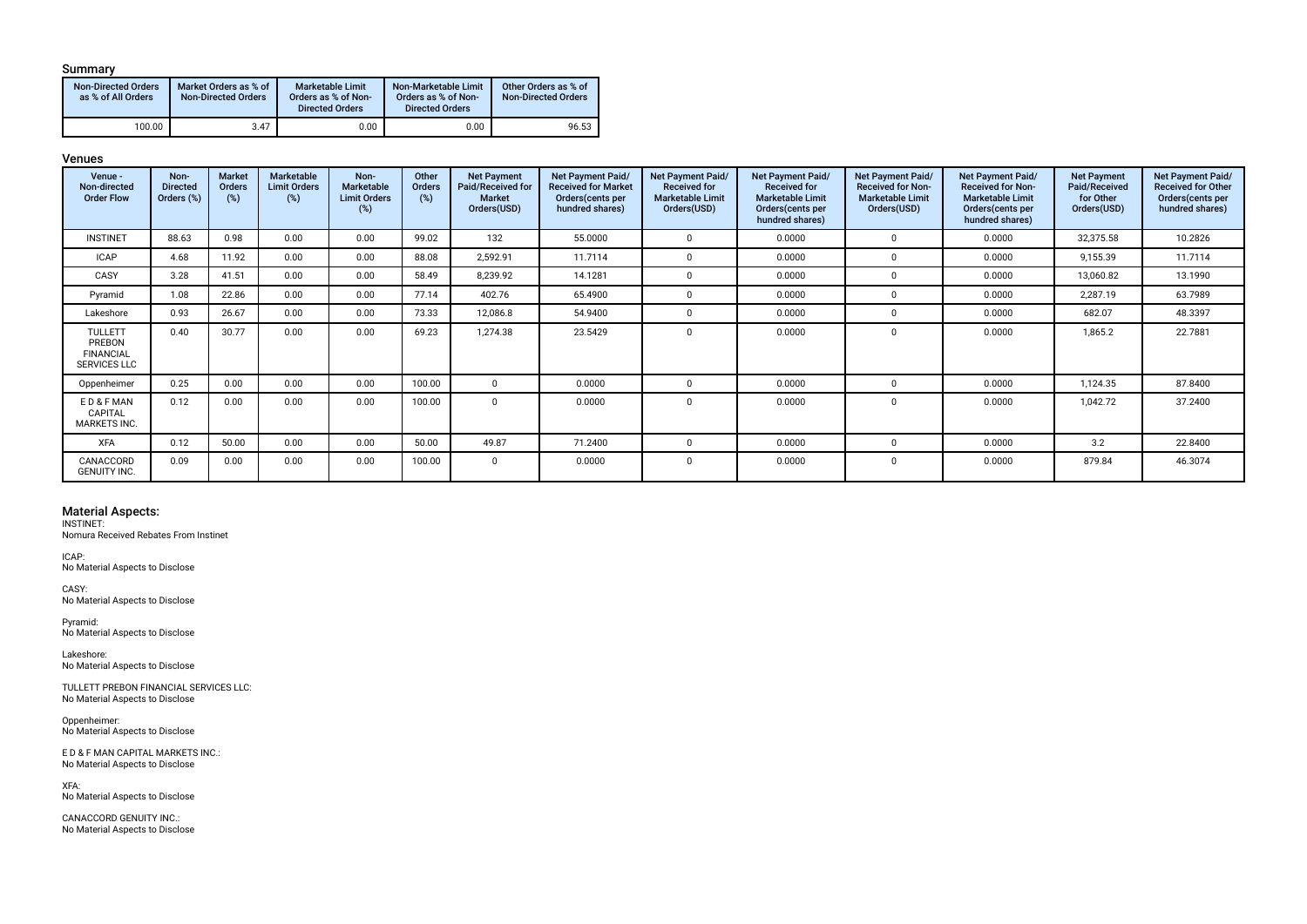## Summary

| Non-Directed Orders as % of All Orders | Market Orders as % of Non-Directed Orders | Marketable Limit Orders as % of Non-Directed Orders | Non-Marketable Limit Orders as % of Non-Directed Orders | Other Orders as % of Non-Directed Orders |
|---|---|---|---|---|
| 100.00 | 3.47 | 0.00 | 0.00 | 96.53 |

## Venues

| Venue - Non-directed Order Flow | Non-Directed Orders (%) | Market Orders (%) | Marketable Limit Orders (%) | Non-Marketable Limit Orders (%) | Other Orders (%) | Net Payment Paid/Received for Market Orders(USD) | Net Payment Paid/ Received for Market Orders(cents per hundred shares) | Net Payment Paid/ Received for Marketable Limit Orders(USD) | Net Payment Paid/ Received for Marketable Limit Orders(cents per hundred shares) | Net Payment Paid/ Received for Non-Marketable Limit Orders(USD) | Net Payment Paid/ Received for Non-Marketable Limit Orders(cents per hundred shares) | Net Payment Paid/Received for Other Orders(USD) | Net Payment Paid/ Received for Other Orders(cents per hundred shares) |
|---|---|---|---|---|---|---|---|---|---|---|---|---|---|
| INSTINET | 88.63 | 0.98 | 0.00 | 0.00 | 99.02 | 132 | 55.0000 | 0 | 0.0000 | 0 | 0.0000 | 32,375.58 | 10.2826 |
| ICAP | 4.68 | 11.92 | 0.00 | 0.00 | 88.08 | 2,592.91 | 11.7114 | 0 | 0.0000 | 0 | 0.0000 | 9,155.39 | 11.7114 |
| CASY | 3.28 | 41.51 | 0.00 | 0.00 | 58.49 | 8,239.92 | 14.1281 | 0 | 0.0000 | 0 | 0.0000 | 13,060.82 | 13.1990 |
| Pyramid | 1.08 | 22.86 | 0.00 | 0.00 | 77.14 | 402.76 | 65.4900 | 0 | 0.0000 | 0 | 0.0000 | 2,287.19 | 63.7989 |
| Lakeshore | 0.93 | 26.67 | 0.00 | 0.00 | 73.33 | 12,086.8 | 54.9400 | 0 | 0.0000 | 0 | 0.0000 | 682.07 | 48.3397 |
| TULLETT PREBON FINANCIAL SERVICES LLC | 0.40 | 30.77 | 0.00 | 0.00 | 69.23 | 1,274.38 | 23.5429 | 0 | 0.0000 | 0 | 0.0000 | 1,865.2 | 22.7881 |
| Oppenheimer | 0.25 | 0.00 | 0.00 | 0.00 | 100.00 | 0 | 0.0000 | 0 | 0.0000 | 0 | 0.0000 | 1,124.35 | 87.8400 |
| E D & F MAN CAPITAL MARKETS INC. | 0.12 | 0.00 | 0.00 | 0.00 | 100.00 | 0 | 0.0000 | 0 | 0.0000 | 0 | 0.0000 | 1,042.72 | 37.2400 |
| XFA | 0.12 | 50.00 | 0.00 | 0.00 | 50.00 | 49.87 | 71.2400 | 0 | 0.0000 | 0 | 0.0000 | 3.2 | 22.8400 |
| CANACCORD GENUITY INC. | 0.09 | 0.00 | 0.00 | 0.00 | 100.00 | 0 | 0.0000 | 0 | 0.0000 | 0 | 0.0000 | 879.84 | 46.3074 |

## Material Aspects:

INSTINET:
Nomura Received Rebates From Instinet

ICAP:
No Material Aspects to Disclose

CASY:
No Material Aspects to Disclose

Pyramid:
No Material Aspects to Disclose

Lakeshore:
No Material Aspects to Disclose

TULLETT PREBON FINANCIAL SERVICES LLC:
No Material Aspects to Disclose

Oppenheimer:
No Material Aspects to Disclose

E D & F MAN CAPITAL MARKETS INC.:
No Material Aspects to Disclose

XFA:
No Material Aspects to Disclose

CANACCORD GENUITY INC.:
No Material Aspects to Disclose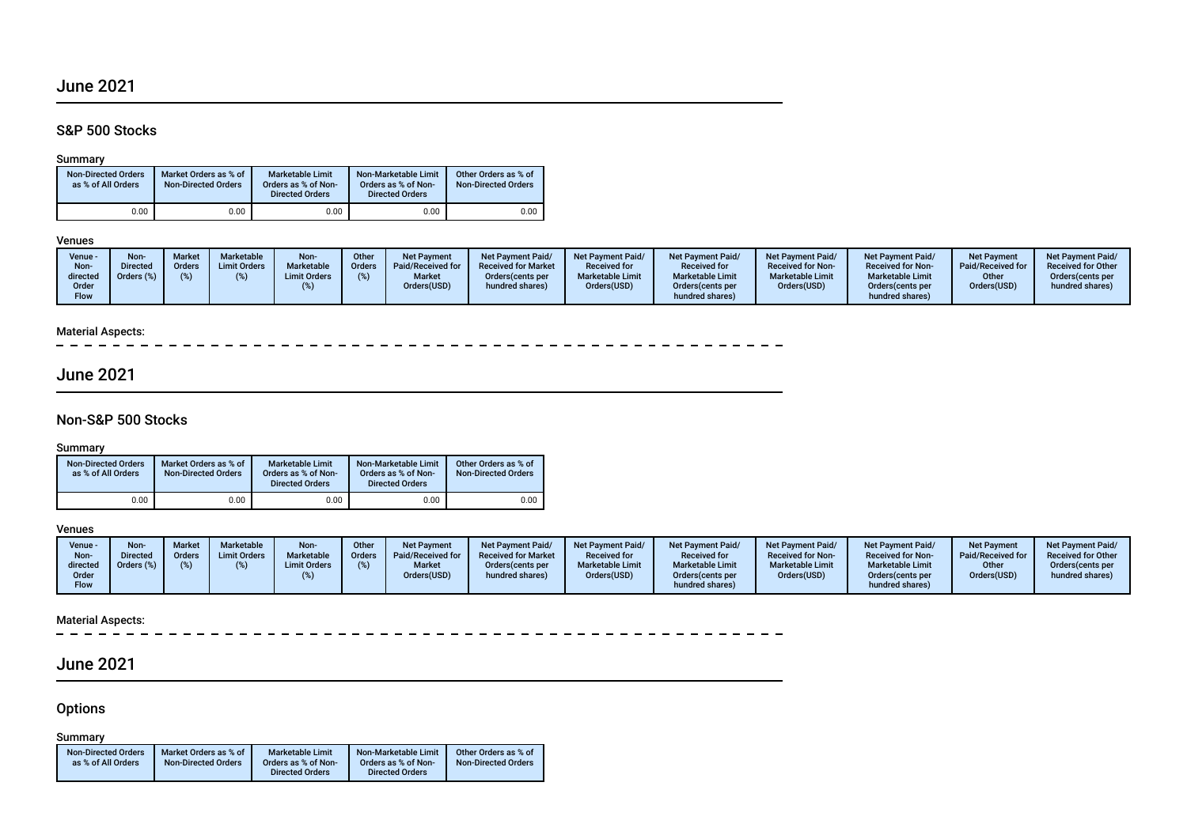## June 2021

### S&P 500 Stocks

Summary

| Non-Directed Orders as % of All Orders | Market Orders as % of Non-Directed Orders | Marketable Limit Orders as % of Non-Directed Orders | Non-Marketable Limit Orders as % of Non-Directed Orders | Other Orders as % of Non-Directed Orders |
|---|---|---|---|---|
| 0.00 | 0.00 | 0.00 | 0.00 | 0.00 |

Venues

| Venue - Non-directed Order Flow | Non-Directed Orders (%) | Market Orders (%) | Marketable Limit Orders (%) | Non-Marketable Limit Orders (%) | Other Orders (%) | Net Payment Paid/Received for Market Orders(USD) | Net Payment Paid/ Received for Market Orders(cents per hundred shares) | Net Payment Paid/ Received for Marketable Limit Orders(USD) | Net Payment Paid/ Received for Marketable Limit Orders(cents per hundred shares) | Net Payment Paid/ Received for Non-Marketable Limit Orders(USD) | Net Payment Paid/ Received for Non-Marketable Limit Orders(cents per hundred shares) | Net Payment Paid/Received for Other Orders(USD) | Net Payment Paid/ Received for Other Orders(cents per hundred shares) |
|---|---|---|---|---|---|---|---|---|---|---|---|---|---|

Material Aspects:

## June 2021

### Non-S&P 500 Stocks

Summary

| Non-Directed Orders as % of All Orders | Market Orders as % of Non-Directed Orders | Marketable Limit Orders as % of Non-Directed Orders | Non-Marketable Limit Orders as % of Non-Directed Orders | Other Orders as % of Non-Directed Orders |
|---|---|---|---|---|
| 0.00 | 0.00 | 0.00 | 0.00 | 0.00 |

Venues

| Venue - Non-directed Order Flow | Non-Directed Orders (%) | Market Orders (%) | Marketable Limit Orders (%) | Non-Marketable Limit Orders (%) | Other Orders (%) | Net Payment Paid/Received for Market Orders(USD) | Net Payment Paid/ Received for Market Orders(cents per hundred shares) | Net Payment Paid/ Received for Marketable Limit Orders(USD) | Net Payment Paid/ Received for Marketable Limit Orders(cents per hundred shares) | Net Payment Paid/ Received for Non-Marketable Limit Orders(USD) | Net Payment Paid/ Received for Non-Marketable Limit Orders(cents per hundred shares) | Net Payment Paid/Received for Other Orders(USD) | Net Payment Paid/ Received for Other Orders(cents per hundred shares) |
|---|---|---|---|---|---|---|---|---|---|---|---|---|---|

Material Aspects:

## June 2021

### Options

Summary

| Non-Directed Orders as % of All Orders | Market Orders as % of Non-Directed Orders | Marketable Limit Orders as % of Non-Directed Orders | Non-Marketable Limit Orders as % of Non-Directed Orders | Other Orders as % of Non-Directed Orders |
|---|---|---|---|---|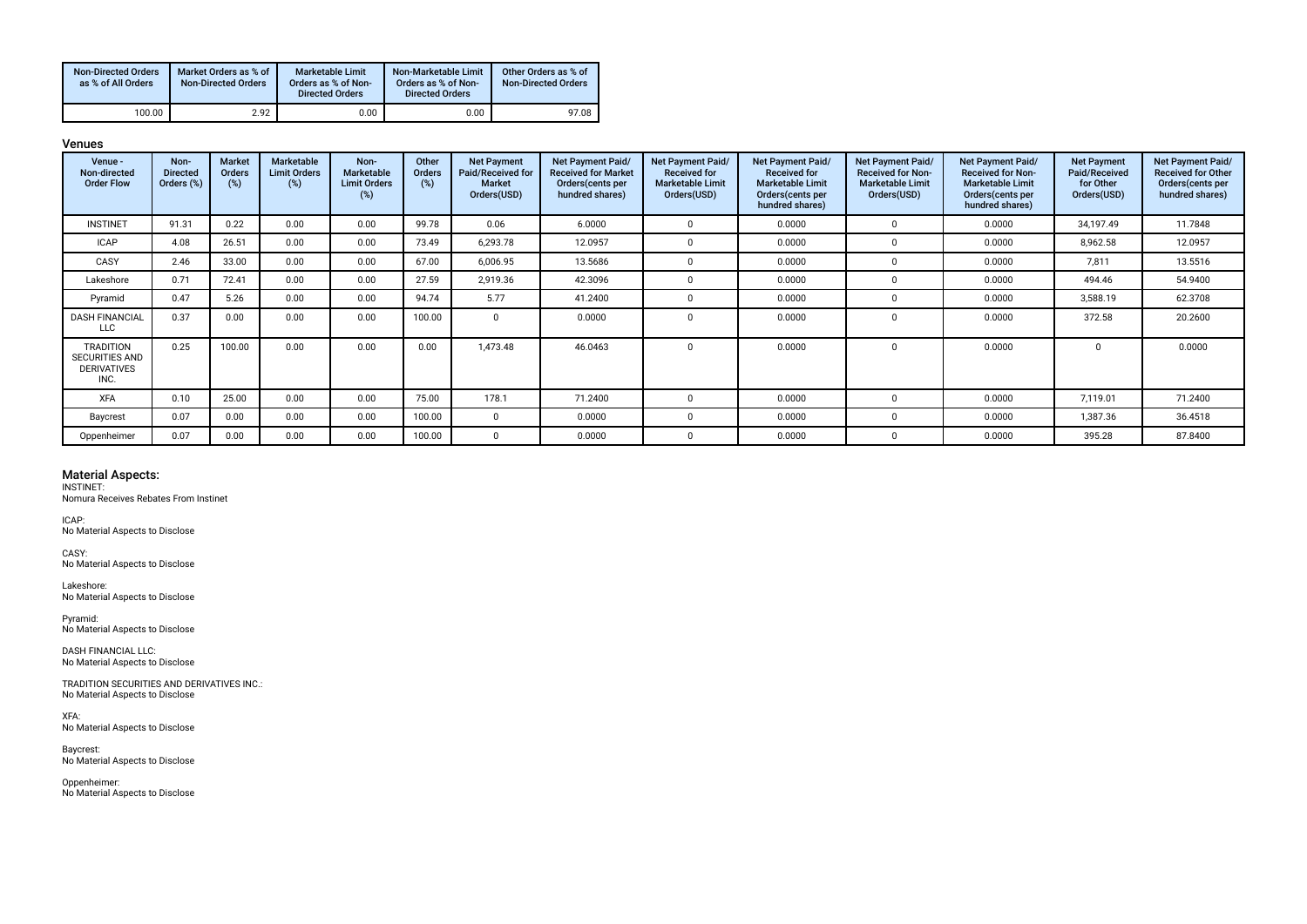| Non-Directed Orders as % of All Orders | Market Orders as % of Non-Directed Orders | Marketable Limit Orders as % of Non-Directed Orders | Non-Marketable Limit Orders as % of Non-Directed Orders | Other Orders as % of Non-Directed Orders |
|---|---|---|---|---|
| 100.00 | 2.92 | 0.00 | 0.00 | 97.08 |

## Venues

| Venue - Non-directed Order Flow | Non-Directed Orders (%) | Market Orders (%) | Marketable Limit Orders (%) | Non-Marketable Limit Orders (%) | Other Orders (%) | Net Payment Paid/Received for Market Orders(USD) | Net Payment Paid/Received for Market Orders(cents per hundred shares) | Net Payment Paid/Received for Marketable Limit Orders(USD) | Net Payment Paid/Received for Marketable Limit Orders(cents per hundred shares) | Net Payment Paid/Received for Non-Marketable Limit Orders(USD) | Net Payment Paid/Received for Non-Marketable Limit Orders(cents per hundred shares) | Net Payment Paid/Received for Other Orders(USD) | Net Payment Paid/Received for Other Orders(cents per hundred shares) |
|---|---|---|---|---|---|---|---|---|---|---|---|---|---|
| INSTINET | 91.31 | 0.22 | 0.00 | 0.00 | 99.78 | 0.06 | 6.0000 | 0 | 0.0000 | 0 | 0.0000 | 34,197.49 | 11.7848 |
| ICAP | 4.08 | 26.51 | 0.00 | 0.00 | 73.49 | 6,293.78 | 12.0957 | 0 | 0.0000 | 0 | 0.0000 | 8,962.58 | 12.0957 |
| CASY | 2.46 | 33.00 | 0.00 | 0.00 | 67.00 | 6,006.95 | 13.5686 | 0 | 0.0000 | 0 | 0.0000 | 7,811 | 13.5516 |
| Lakeshore | 0.71 | 72.41 | 0.00 | 0.00 | 27.59 | 2,919.36 | 42.3096 | 0 | 0.0000 | 0 | 0.0000 | 494.46 | 54.9400 |
| Pyramid | 0.47 | 5.26 | 0.00 | 0.00 | 94.74 | 5.77 | 41.2400 | 0 | 0.0000 | 0 | 0.0000 | 3,588.19 | 62.3708 |
| DASH FINANCIAL LLC | 0.37 | 0.00 | 0.00 | 0.00 | 100.00 | 0 | 0.0000 | 0 | 0.0000 | 0 | 0.0000 | 372.58 | 20.2600 |
| TRADITION SECURITIES AND DERIVATIVES INC. | 0.25 | 100.00 | 0.00 | 0.00 | 0.00 | 1,473.48 | 46.0463 | 0 | 0.0000 | 0 | 0.0000 | 0 | 0.0000 |
| XFA | 0.10 | 25.00 | 0.00 | 0.00 | 75.00 | 178.1 | 71.2400 | 0 | 0.0000 | 0 | 0.0000 | 7,119.01 | 71.2400 |
| Baycrest | 0.07 | 0.00 | 0.00 | 0.00 | 100.00 | 0 | 0.0000 | 0 | 0.0000 | 0 | 0.0000 | 1,387.36 | 36.4518 |
| Oppenheimer | 0.07 | 0.00 | 0.00 | 0.00 | 100.00 | 0 | 0.0000 | 0 | 0.0000 | 0 | 0.0000 | 395.28 | 87.8400 |

## Material Aspects:

INSTINET:
Nomura Receives Rebates From Instinet

ICAP:
No Material Aspects to Disclose

CASY:
No Material Aspects to Disclose

Lakeshore:
No Material Aspects to Disclose

Pyramid:
No Material Aspects to Disclose

DASH FINANCIAL LLC:
No Material Aspects to Disclose

TRADITION SECURITIES AND DERIVATIVES INC.:
No Material Aspects to Disclose

XFA:
No Material Aspects to Disclose

Baycrest:
No Material Aspects to Disclose

Oppenheimer:
No Material Aspects to Disclose